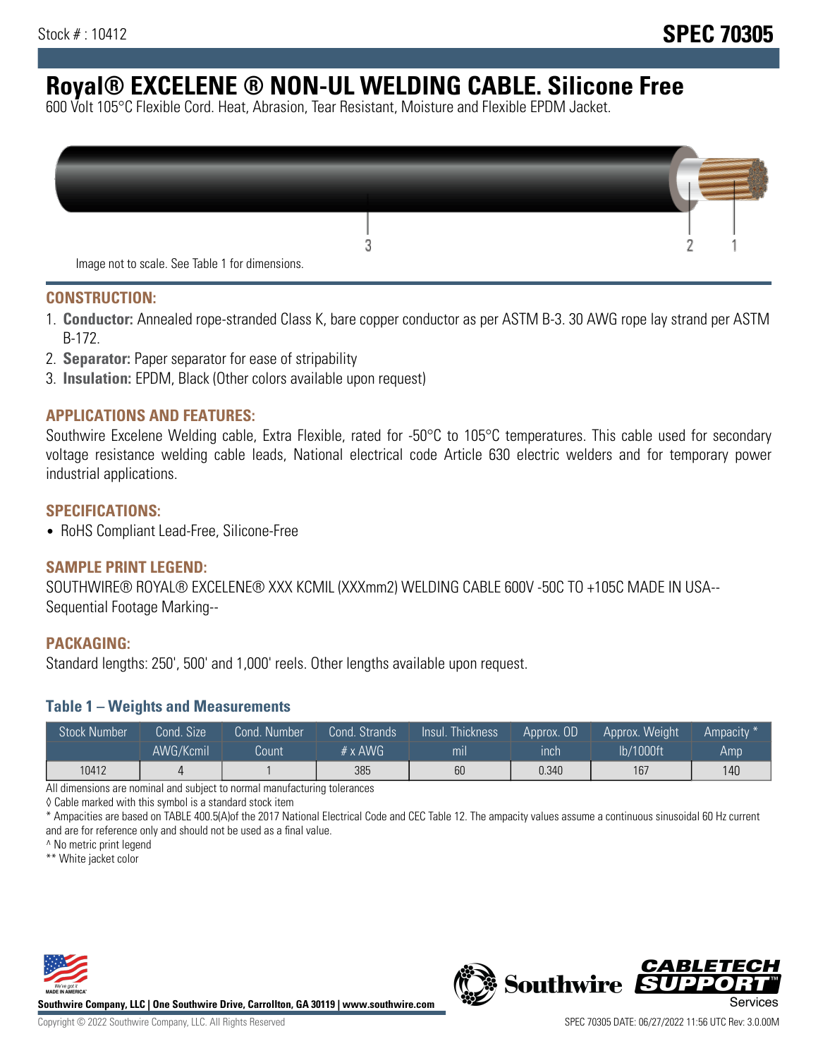Stock # : 10412

# SPEC 70305

# Royal® EXCELENE ® NON-UL WELDING CABLE. Silicone Free

600 Volt 105°C Flexible Cord. Heat, Abrasion, Tear Resistant, Moisture and Flexible EPDM Jacket.

Image not to scale. See Table 1 for dimensions.

## CONSTRUCTION:

1. **Conductor:** Annealed rope-stranded Class K, bare copper conductor as per ASTM B-3. 30 AWG rope lay strand per ASTM B-172.
2. **Separator:** Paper separator for ease of stripability
3. **Insulation:** EPDM, Black (Other colors available upon request)

## APPLICATIONS AND FEATURES:

Southwire Excelene Welding cable, Extra Flexible, rated for -50°C to 105°C temperatures. This cable used for secondary voltage resistance welding cable leads, National electrical code Article 630 electric welders and for temporary power industrial applications.

## SPECIFICATIONS:

- RoHS Compliant Lead-Free, Silicone-Free

## SAMPLE PRINT LEGEND:

SOUTHWIRE® ROYAL® EXCELENE® XXX KCMIL (XXXmm2) WELDING CABLE 600V -50C TO +105C MADE IN USA--Sequential Footage Marking--

## PACKAGING:

Standard lengths: 250', 500' and 1,000' reels. Other lengths available upon request.

### Table 1 – Weights and Measurements

| Stock Number | Cond. Size AWG/Kcmil | Cond. Number Count | Cond. Strands # x AWG | Insul. Thickness mil | Approx. OD inch | Approx. Weight lb/1000ft | Ampacity * Amp |
|---|---|---|---|---|---|---|---|
| 10412 | 4 | 1 | 385 | 60 | 0.340 | 167 | 140 |

All dimensions are nominal and subject to normal manufacturing tolerances

◊ Cable marked with this symbol is a standard stock item

* Ampacities are based on TABLE 400.5(A)of the 2017 National Electrical Code and CEC Table 12. The ampacity values assume a continuous sinusoidal 60 Hz current and are for reference only and should not be used as a final value.

^ No metric print legend

** White jacket color

Southwire Company, LLC | One Southwire Drive, Carrollton, GA 30119 | www.southwire.com

Copyright © 2022 Southwire Company, LLC. All Rights Reserved

SPEC 70305 DATE: 06/27/2022 11:56 UTC Rev: 3.0.00M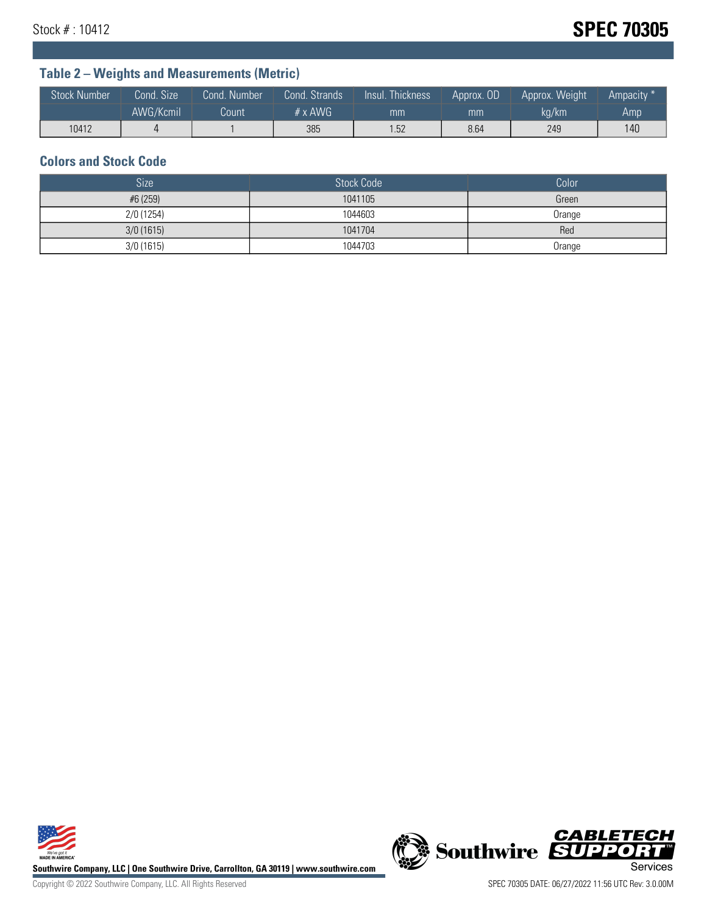### Table 2 – Weights and Measurements (Metric)

| Stock Number | Cond. Size | Cond. Number | Cond. Strands | Insul. Thickness | Approx. OD | Approx. Weight | Ampacity * |
|---|---|---|---|---|---|---|---|
| | AWG/Kcmil | Count | # x AWG | mm | mm | kg/km | Amp |
| 10412 | 4 | 1 | 385 | 1.52 | 8.64 | 249 | 140 |

### Colors and Stock Code

| Size | Stock Code | Color |
|---|---|---|
| #6 (259) | 1041105 | Green |
| 2/0 (1254) | 1044603 | Orange |
| 3/0 (1615) | 1041704 | Red |
| 3/0 (1615) | 1044703 | Orange |

Southwire Company, LLC | One Southwire Drive, Carrollton, GA 30119 | www.southwire.com

Copyright © 2022 Southwire Company, LLC. All Rights Reserved

SPEC 70305 DATE: 06/27/2022 11:56 UTC Rev: 3.0.00M